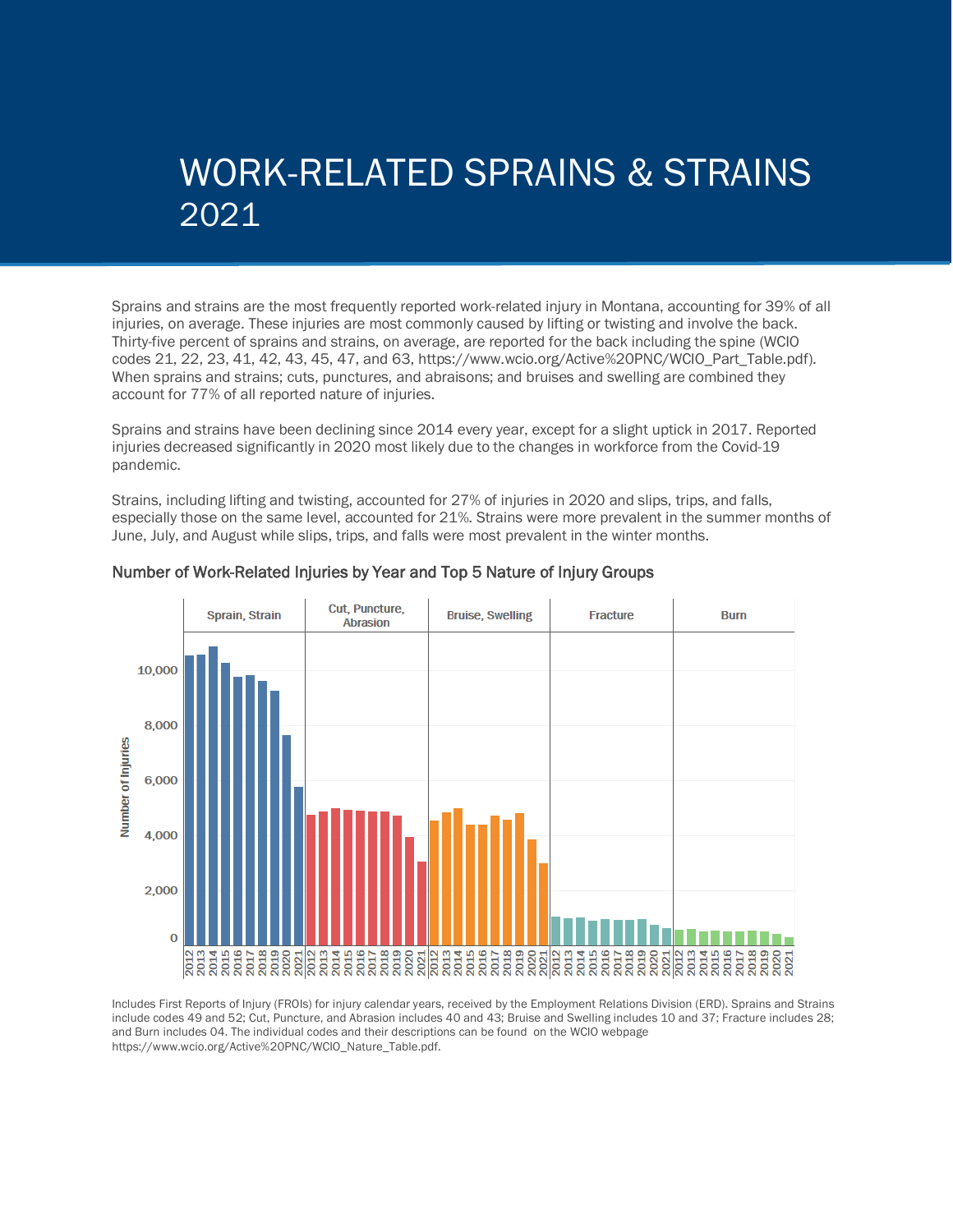# WORK-RELATED SPRAINS & STRAINS 2021

Sprains and strains are the most frequently reported work-related injury in Montana, accounting for 39% of all injuries, on average. These injuries are most commonly caused by lifting or twisting and involve the back. Thirty-five percent of sprains and strains, on average, are reported for the back including the spine (WCIO codes 21, 22, 23, 41, 42, 43, 45, 47, and 63, https://www.wcio.org/Active%20PNC/WCIO_Part_Table.pdf). When sprains and strains; cuts, punctures, and abraisons; and bruises and swelling are combined they account for 77% of all reported nature of injuries.

Sprains and strains have been declining since 2014 every year, except for a slight uptick in 2017. Reported injuries decreased significantly in 2020 most likely due to the changes in workforce from the Covid-19 pandemic.

Strains, including lifting and twisting, accounted for 27% of injuries in 2020 and slips, trips, and falls, especially those on the same level, accounted for 21%. Strains were more prevalent in the summer months of June, July, and August while slips, trips, and falls were most prevalent in the winter months.

## Number of Work-Related Injuries by Year and Top 5 Nature of Injury Groups

Includes First Reports of Injury (FROIs) for injury calendar years, received by the Employment Relations Division (ERD). Sprains and Strains include codes 49 and 52; Cut, Puncture, and Abrasion includes 40 and 43; Bruise and Swelling includes 10 and 37; Fracture includes 28; and Burn includes 04. The individual codes and their descriptions can be found on the WCIO webpage https://www.wcio.org/Active%20PNC/WCIO_Nature_Table.pdf.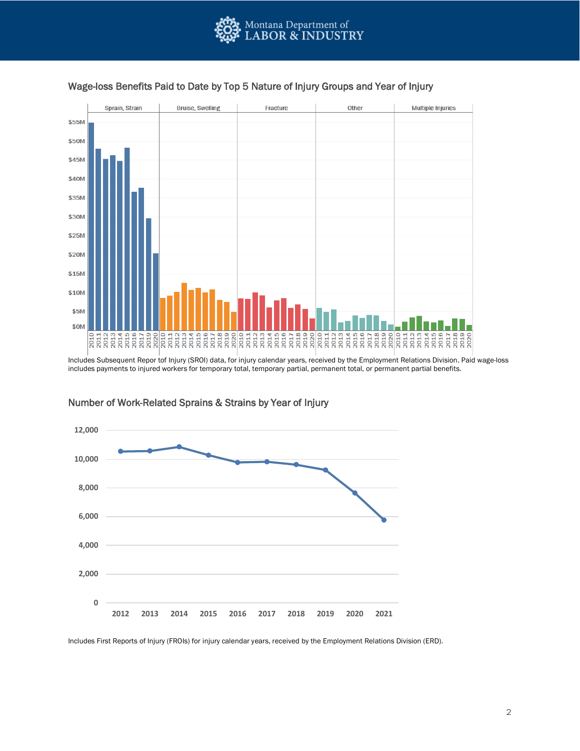## Wage-loss Benefits Paid to Date by Top 5 Nature of Injury Groups and Year of Injury

Includes Subsequent Repor tof Injury (SROI) data, for injury calendar years, received by the Employment Relations Division. Paid wage-loss includes payments to injured workers for temporary total, temporary partial, permanent total, or permanent partial benefits.

## Number of Work-Related Sprains & Strains by Year of Injury

Includes First Reports of Injury (FROIs) for injury calendar years, received by the Employment Relations Division (ERD).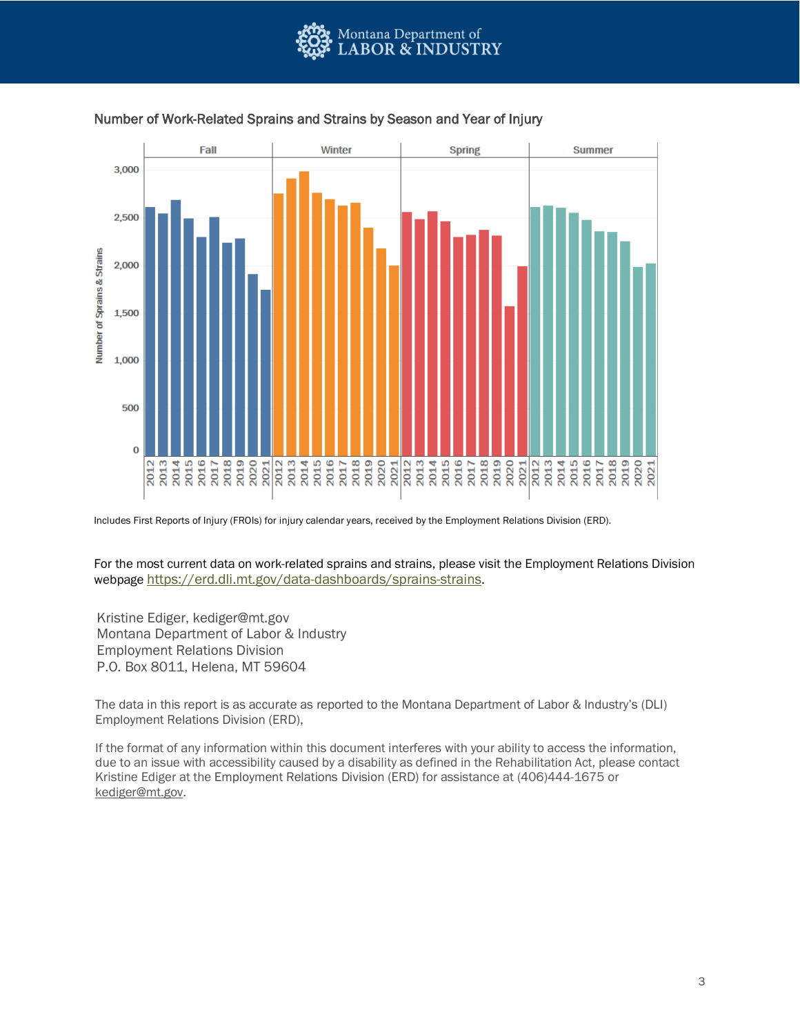Number of Work-Related Sprains and Strains by Season and Year of Injury

Fall

Winter

Spring

Summer

3,000

2,500

2,000

1,500

1,000

500

0

Number of Sprains & Strains

2012 2013 2014 2015 2016 2017 2018 2019 2020 2021 2012 2013 2014 2015 2016 2017 2018 2019 2020 2021 2012 2013 2014 2015 2016 2017 2018 2019 2020 2021 2012 2013 2014 2015 2016 2017 2018 2019 2020 2021

Includes First Reports of Injury (FROIs) for injury calendar years, received by the Employment Relations Division (ERD).

For the most current data on work-related sprains and strains, please visit the Employment Relations Division webpage https://erd.dli.mt.gov/data-dashboards/sprains-strains.

Kristine Ediger, kediger@mt.gov
Montana Department of Labor & Industry
Employment Relations Division
P.O. Box 8011, Helena, MT 59604

The data in this report is as accurate as reported to the Montana Department of Labor & Industry's (DLI) Employment Relations Division (ERD),

If the format of any information within this document interferes with your ability to access the information, due to an issue with accessibility caused by a disability as defined in the Rehabilitation Act, please contact Kristine Ediger at the Employment Relations Division (ERD) for assistance at (406)444-1675 or kediger@mt.gov.